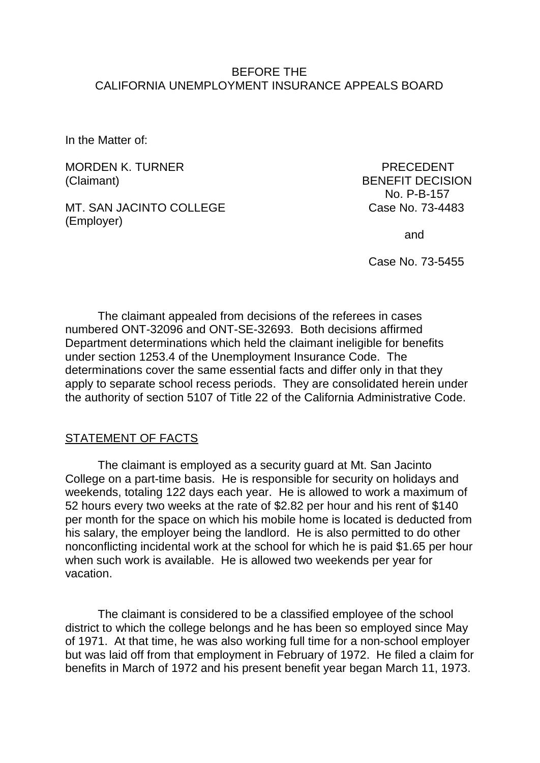BEFORE THE
CALIFORNIA UNEMPLOYMENT INSURANCE APPEALS BOARD

In the Matter of:

MORDEN K. TURNER
(Claimant)

MT. SAN JACINTO COLLEGE
(Employer)

PRECEDENT
BENEFIT DECISION
No. P-B-157
Case No. 73-4483

and

Case No. 73-5455

The claimant appealed from decisions of the referees in cases numbered ONT-32096 and ONT-SE-32693. Both decisions affirmed Department determinations which held the claimant ineligible for benefits under section 1253.4 of the Unemployment Insurance Code. The determinations cover the same essential facts and differ only in that they apply to separate school recess periods. They are consolidated herein under the authority of section 5107 of Title 22 of the California Administrative Code.

## STATEMENT OF FACTS

The claimant is employed as a security guard at Mt. San Jacinto College on a part-time basis. He is responsible for security on holidays and weekends, totaling 122 days each year. He is allowed to work a maximum of 52 hours every two weeks at the rate of $2.82 per hour and his rent of $140 per month for the space on which his mobile home is located is deducted from his salary, the employer being the landlord. He is also permitted to do other nonconflicting incidental work at the school for which he is paid $1.65 per hour when such work is available. He is allowed two weekends per year for vacation.

The claimant is considered to be a classified employee of the school district to which the college belongs and he has been so employed since May of 1971. At that time, he was also working full time for a non-school employer but was laid off from that employment in February of 1972. He filed a claim for benefits in March of 1972 and his present benefit year began March 11, 1973.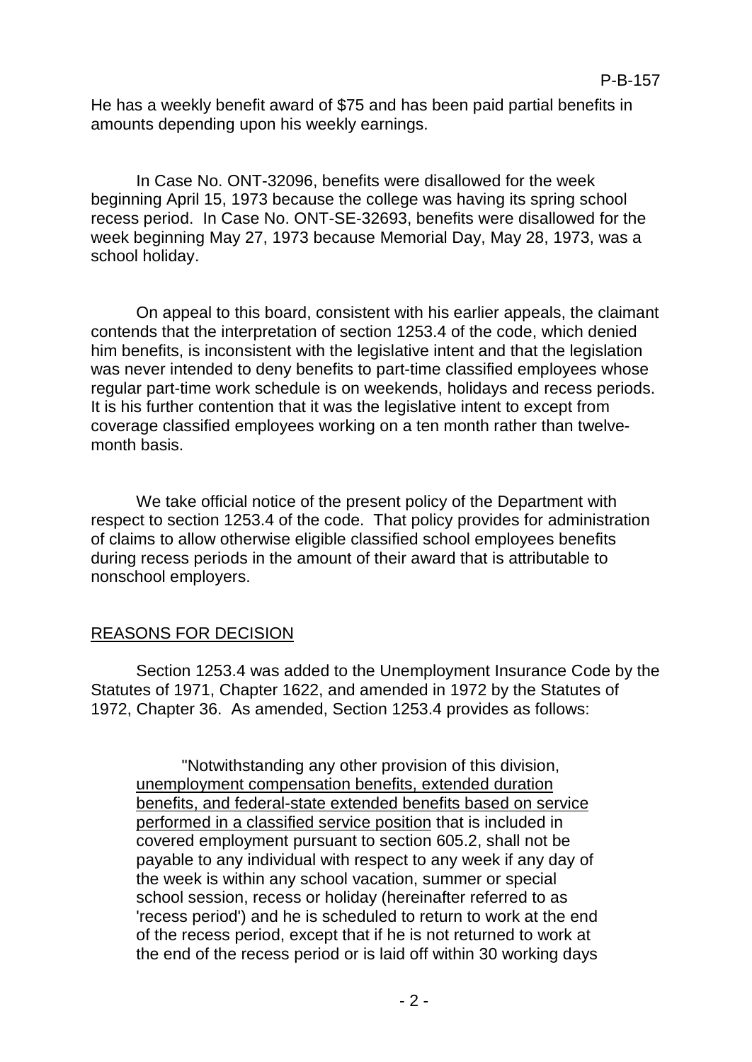He has a weekly benefit award of $75 and has been paid partial benefits in amounts depending upon his weekly earnings.

In Case No. ONT-32096, benefits were disallowed for the week beginning April 15, 1973 because the college was having its spring school recess period. In Case No. ONT-SE-32693, benefits were disallowed for the week beginning May 27, 1973 because Memorial Day, May 28, 1973, was a school holiday.

On appeal to this board, consistent with his earlier appeals, the claimant contends that the interpretation of section 1253.4 of the code, which denied him benefits, is inconsistent with the legislative intent and that the legislation was never intended to deny benefits to part-time classified employees whose regular part-time work schedule is on weekends, holidays and recess periods. It is his further contention that it was the legislative intent to except from coverage classified employees working on a ten month rather than twelve-month basis.

We take official notice of the present policy of the Department with respect to section 1253.4 of the code. That policy provides for administration of claims to allow otherwise eligible classified school employees benefits during recess periods in the amount of their award that is attributable to nonschool employers.

## REASONS FOR DECISION

Section 1253.4 was added to the Unemployment Insurance Code by the Statutes of 1971, Chapter 1622, and amended in 1972 by the Statutes of 1972, Chapter 36. As amended, Section 1253.4 provides as follows:

> "Notwithstanding any other provision of this division, <u>unemployment compensation benefits, extended duration benefits, and federal-state extended benefits based on service performed in a classified service position</u> that is included in covered employment pursuant to section 605.2, shall not be payable to any individual with respect to any week if any day of the week is within any school vacation, summer or special school session, recess or holiday (hereinafter referred to as 'recess period') and he is scheduled to return to work at the end of the recess period, except that if he is not returned to work at the end of the recess period or is laid off within 30 working days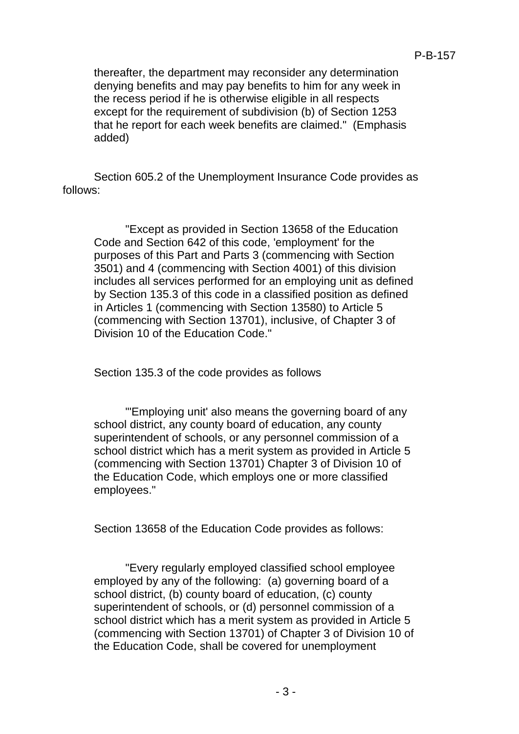thereafter, the department may reconsider any determination denying benefits and may pay benefits to him for any week in the recess period if he is otherwise eligible in all respects except for the requirement of subdivision (b) of Section 1253 that he report for each week benefits are claimed." (Emphasis added)

Section 605.2 of the Unemployment Insurance Code provides as follows:

> "Except as provided in Section 13658 of the Education Code and Section 642 of this code, 'employment' for the purposes of this Part and Parts 3 (commencing with Section 3501) and 4 (commencing with Section 4001) of this division includes all services performed for an employing unit as defined by Section 135.3 of this code in a classified position as defined in Articles 1 (commencing with Section 13580) to Article 5 (commencing with Section 13701), inclusive, of Chapter 3 of Division 10 of the Education Code."

Section 135.3 of the code provides as follows

> "'Employing unit' also means the governing board of any school district, any county board of education, any county superintendent of schools, or any personnel commission of a school district which has a merit system as provided in Article 5 (commencing with Section 13701) Chapter 3 of Division 10 of the Education Code, which employs one or more classified employees."

Section 13658 of the Education Code provides as follows:

> "Every regularly employed classified school employee employed by any of the following: (a) governing board of a school district, (b) county board of education, (c) county superintendent of schools, or (d) personnel commission of a school district which has a merit system as provided in Article 5 (commencing with Section 13701) of Chapter 3 of Division 10 of the Education Code, shall be covered for unemployment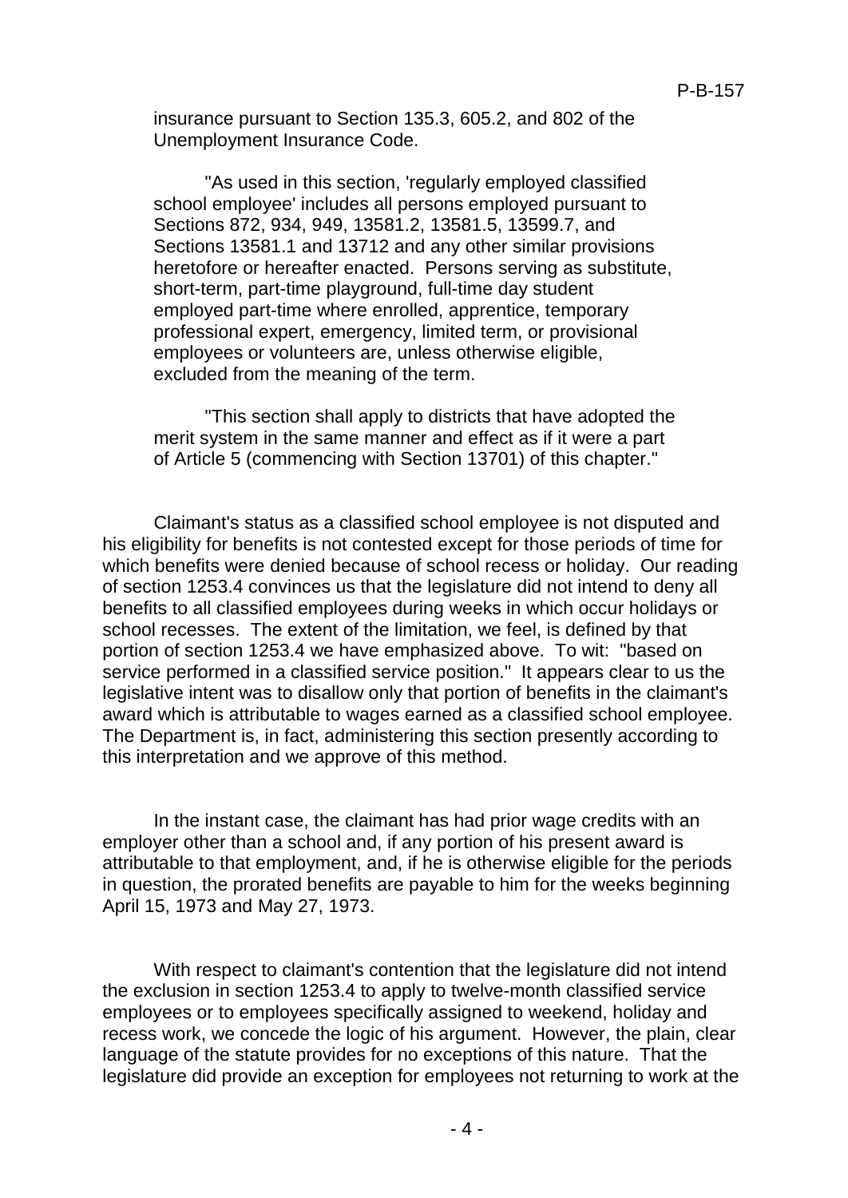insurance pursuant to Section 135.3, 605.2, and 802 of the Unemployment Insurance Code.

> "As used in this section, 'regularly employed classified school employee' includes all persons employed pursuant to Sections 872, 934, 949, 13581.2, 13581.5, 13599.7, and Sections 13581.1 and 13712 and any other similar provisions heretofore or hereafter enacted. Persons serving as substitute, short-term, part-time playground, full-time day student employed part-time where enrolled, apprentice, temporary professional expert, emergency, limited term, or provisional employees or volunteers are, unless otherwise eligible, excluded from the meaning of the term.
>
> "This section shall apply to districts that have adopted the merit system in the same manner and effect as if it were a part of Article 5 (commencing with Section 13701) of this chapter."

Claimant's status as a classified school employee is not disputed and his eligibility for benefits is not contested except for those periods of time for which benefits were denied because of school recess or holiday. Our reading of section 1253.4 convinces us that the legislature did not intend to deny all benefits to all classified employees during weeks in which occur holidays or school recesses. The extent of the limitation, we feel, is defined by that portion of section 1253.4 we have emphasized above. To wit: "based on service performed in a classified service position." It appears clear to us the legislative intent was to disallow only that portion of benefits in the claimant's award which is attributable to wages earned as a classified school employee. The Department is, in fact, administering this section presently according to this interpretation and we approve of this method.

In the instant case, the claimant has had prior wage credits with an employer other than a school and, if any portion of his present award is attributable to that employment, and, if he is otherwise eligible for the periods in question, the prorated benefits are payable to him for the weeks beginning April 15, 1973 and May 27, 1973.

With respect to claimant's contention that the legislature did not intend the exclusion in section 1253.4 to apply to twelve-month classified service employees or to employees specifically assigned to weekend, holiday and recess work, we concede the logic of his argument. However, the plain, clear language of the statute provides for no exceptions of this nature. That the legislature did provide an exception for employees not returning to work at the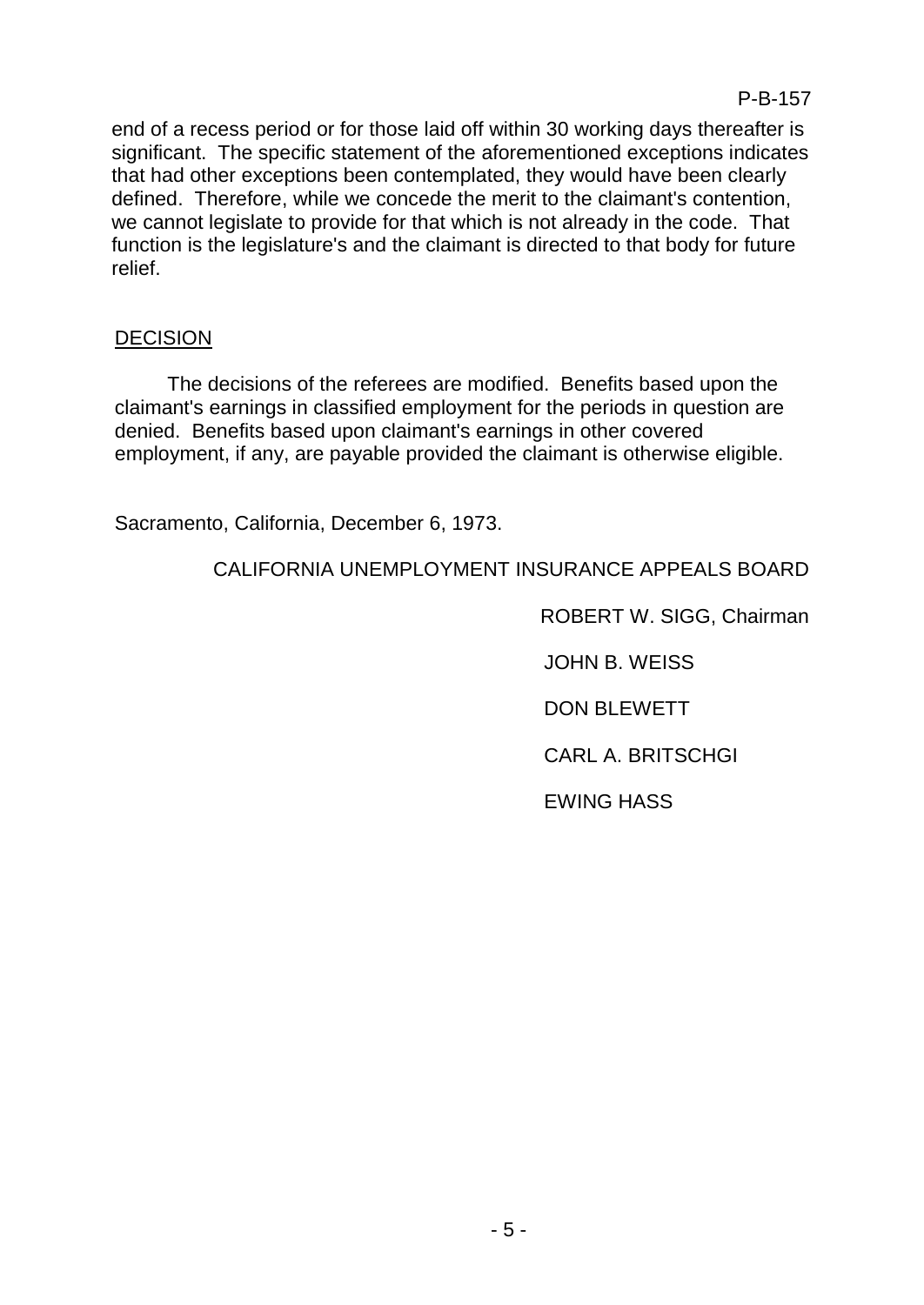end of a recess period or for those laid off within 30 working days thereafter is significant. The specific statement of the aforementioned exceptions indicates that had other exceptions been contemplated, they would have been clearly defined. Therefore, while we concede the merit to the claimant's contention, we cannot legislate to provide for that which is not already in the code. That function is the legislature's and the claimant is directed to that body for future relief.

## DECISION

The decisions of the referees are modified. Benefits based upon the claimant's earnings in classified employment for the periods in question are denied. Benefits based upon claimant's earnings in other covered employment, if any, are payable provided the claimant is otherwise eligible.

Sacramento, California, December 6, 1973.

CALIFORNIA UNEMPLOYMENT INSURANCE APPEALS BOARD

ROBERT W. SIGG, Chairman

JOHN B. WEISS

DON BLEWETT

CARL A. BRITSCHGI

EWING HASS